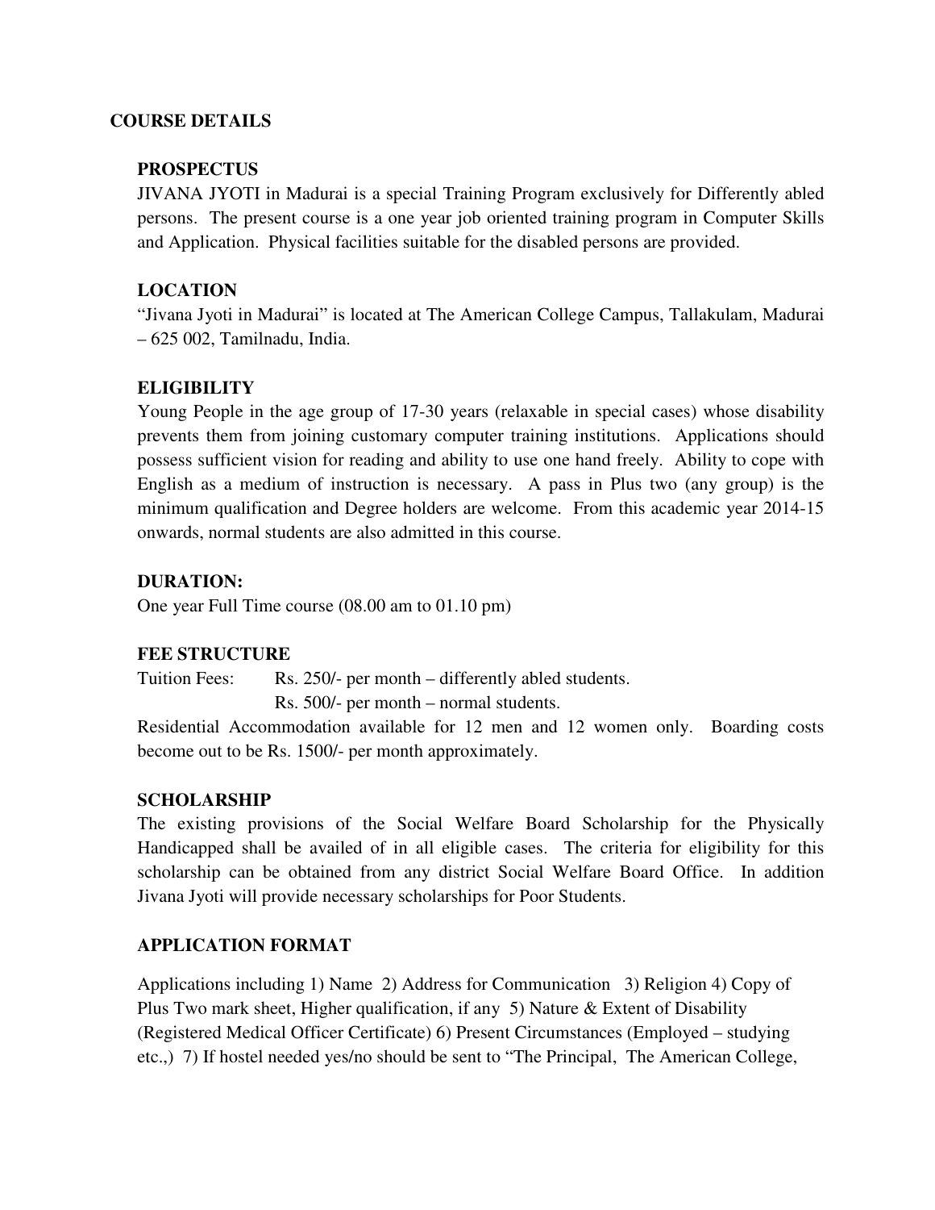## COURSE DETAILS

### PROSPECTUS

JIVANA JYOTI in Madurai is a special Training Program exclusively for Differently abled persons. The present course is a one year job oriented training program in Computer Skills and Application. Physical facilities suitable for the disabled persons are provided.

### LOCATION

"Jivana Jyoti in Madurai" is located at The American College Campus, Tallakulam, Madurai – 625 002, Tamilnadu, India.

### ELIGIBILITY

Young People in the age group of 17-30 years (relaxable in special cases) whose disability prevents them from joining customary computer training institutions. Applications should possess sufficient vision for reading and ability to use one hand freely. Ability to cope with English as a medium of instruction is necessary. A pass in Plus two (any group) is the minimum qualification and Degree holders are welcome. From this academic year 2014-15 onwards, normal students are also admitted in this course.

### DURATION:

One year Full Time course (08.00 am to 01.10 pm)

### FEE STRUCTURE

Tuition Fees: Rs. 250/- per month – differently abled students.
Rs. 500/- per month – normal students.

Residential Accommodation available for 12 men and 12 women only. Boarding costs become out to be Rs. 1500/- per month approximately.

### SCHOLARSHIP

The existing provisions of the Social Welfare Board Scholarship for the Physically Handicapped shall be availed of in all eligible cases. The criteria for eligibility for this scholarship can be obtained from any district Social Welfare Board Office. In addition Jivana Jyoti will provide necessary scholarships for Poor Students.

### APPLICATION FORMAT

Applications including 1) Name 2) Address for Communication 3) Religion 4) Copy of Plus Two mark sheet, Higher qualification, if any 5) Nature & Extent of Disability (Registered Medical Officer Certificate) 6) Present Circumstances (Employed – studying etc.,) 7) If hostel needed yes/no should be sent to "The Principal, The American College,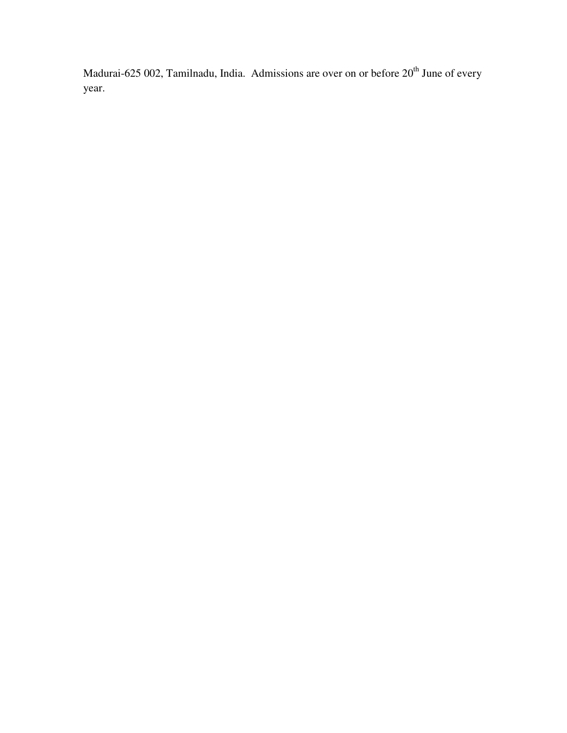Madurai-625 002, Tamilnadu, India. Admissions are over on or before 20th June of every year.